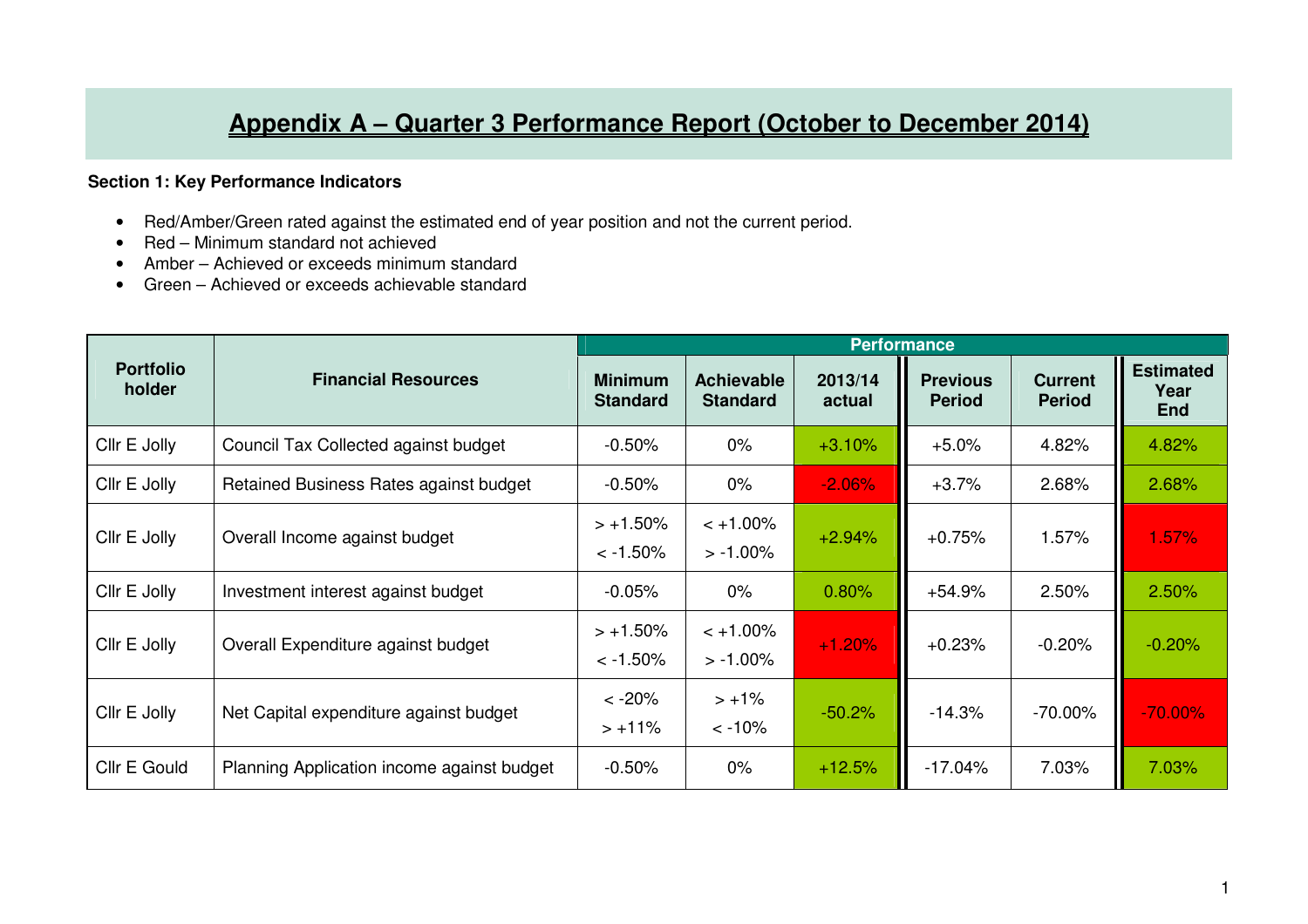# Appendix A – Quarter 3 Performance Report (October to December 2014)

**Section 1: Key Performance Indicators**

- Red/Amber/Green rated against the estimated end of year position and not the current period.
- Red – Minimum standard not achieved
- Amber – Achieved or exceeds minimum standard
- Green – Achieved or exceeds achievable standard

| Portfolio holder | Financial Resources | Performance | | | | | |
|---|---|---|---|---|---|---|---|
| | | Minimum Standard | Achievable Standard | 2013/14 actual | Previous Period | Current Period | Estimated Year End |
| Cllr E Jolly | Council Tax Collected against budget | -0.50% | 0% | +3.10% | +5.0% | 4.82% | 4.82% |
| Cllr E Jolly | Retained Business Rates against budget | -0.50% | 0% | -2.06% | +3.7% | 2.68% | 2.68% |
| Cllr E Jolly | Overall Income against budget | > +1.50%<br>< -1.50% | < +1.00%<br>> -1.00% | +2.94% | +0.75% | 1.57% | 1.57% |
| Cllr E Jolly | Investment interest against budget | -0.05% | 0% | 0.80% | +54.9% | 2.50% | 2.50% |
| Cllr E Jolly | Overall Expenditure against budget | > +1.50%<br>< -1.50% | < +1.00%<br>> -1.00% | +1.20% | +0.23% | -0.20% | -0.20% |
| Cllr E Jolly | Net Capital expenditure against budget | < -20%<br>> +11% | > +1%<br>< -10% | -50.2% | -14.3% | -70.00% | -70.00% |
| Cllr E Gould | Planning Application income against budget | -0.50% | 0% | +12.5% | -17.04% | 7.03% | 7.03% |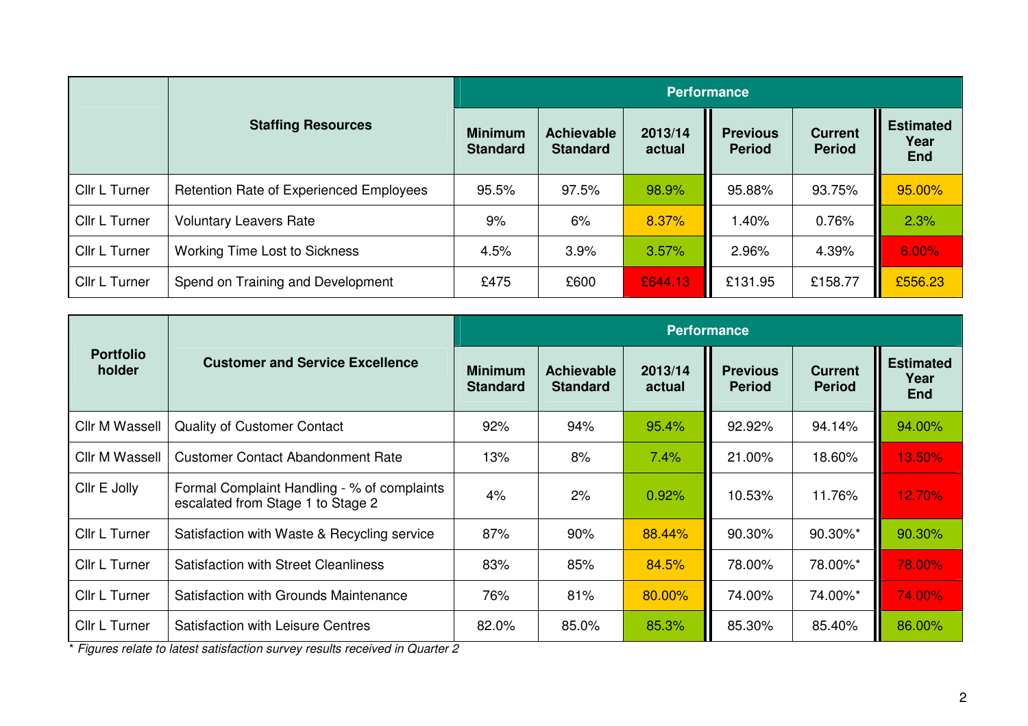| | Staffing Resources | Performance | | | | | |
|---|---|---|---|---|---|---|---|
| | | **Minimum Standard** | **Achievable Standard** | **2013/14 actual** | **Previous Period** | **Current Period** | **Estimated Year End** |
| Cllr L Turner | Retention Rate of Experienced Employees | 95.5% | 97.5% | 98.9% | 95.88% | 93.75% | 95.00% |
| Cllr L Turner | Voluntary Leavers Rate | 9% | 6% | 8.37% | 1.40% | 0.76% | 2.3% |
| Cllr L Turner | Working Time Lost to Sickness | 4.5% | 3.9% | 3.57% | 2.96% | 4.39% | 6.00% |
| Cllr L Turner | Spend on Training and Development | £475 | £600 | £644.13 | £131.95 | £158.77 | £556.23 |

| Portfolio holder | Customer and Service Excellence | Performance | | | | | |
|---|---|---|---|---|---|---|---|
| | | **Minimum Standard** | **Achievable Standard** | **2013/14 actual** | **Previous Period** | **Current Period** | **Estimated Year End** |
| Cllr M Wassell | Quality of Customer Contact | 92% | 94% | 95.4% | 92.92% | 94.14% | 94.00% |
| Cllr M Wassell | Customer Contact Abandonment Rate | 13% | 8% | 7.4% | 21.00% | 18.60% | 13.50% |
| Cllr E Jolly | Formal Complaint Handling - % of complaints escalated from Stage 1 to Stage 2 | 4% | 2% | 0.92% | 10.53% | 11.76% | 12.70% |
| Cllr L Turner | Satisfaction with Waste & Recycling service | 87% | 90% | 88.44% | 90.30% | 90.30%* | 90.30% |
| Cllr L Turner | Satisfaction with Street Cleanliness | 83% | 85% | 84.5% | 78.00% | 78.00%* | 78.00% |
| Cllr L Turner | Satisfaction with Grounds Maintenance | 76% | 81% | 80.00% | 74.00% | 74.00%* | 74.00% |
| Cllr L Turner | Satisfaction with Leisure Centres | 82.0% | 85.0% | 85.3% | 85.30% | 85.40% | 86.00% |

*\* Figures relate to latest satisfaction survey results received in Quarter 2*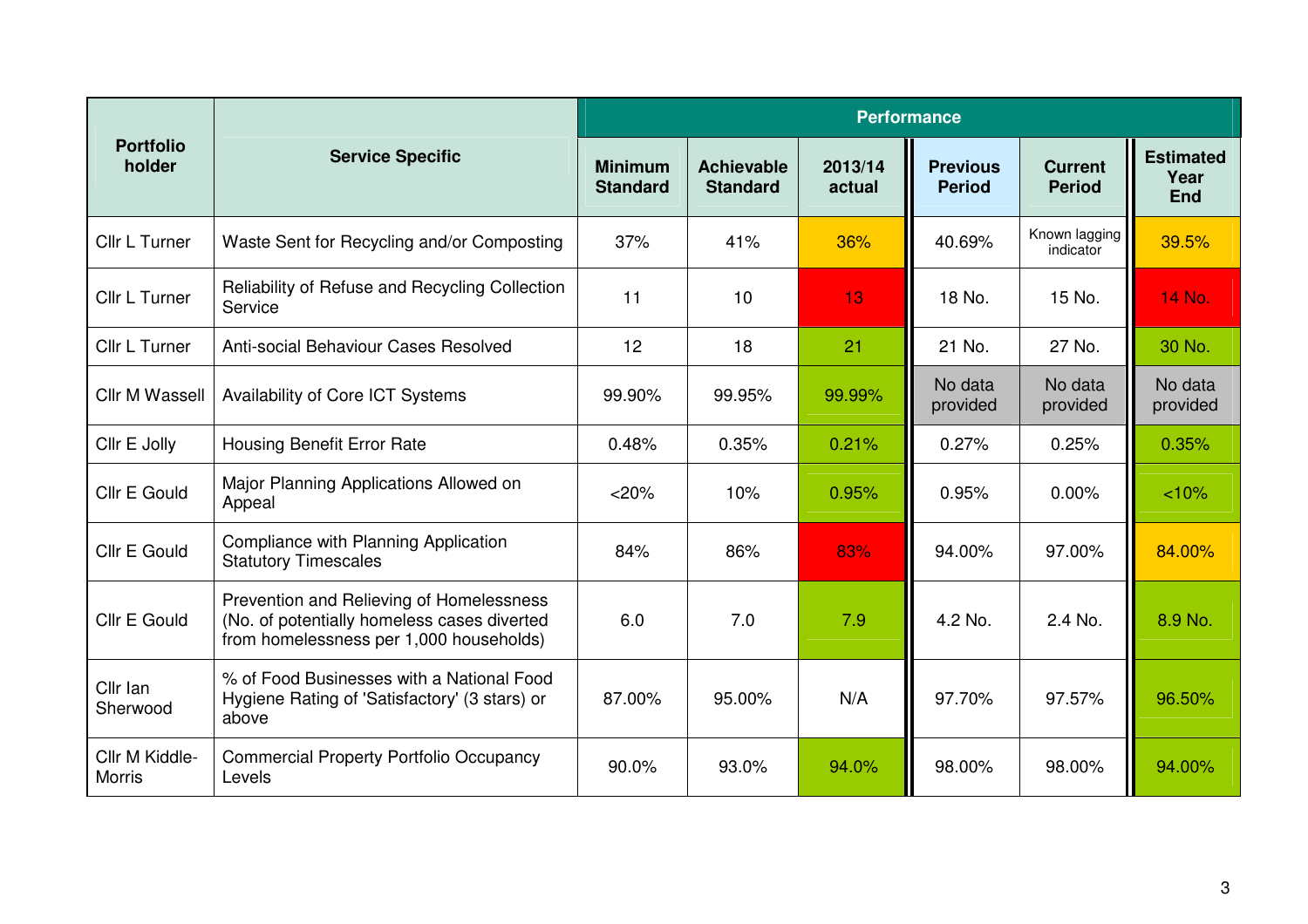| Portfolio holder | Service Specific | Performance | | | | | |
|---|---|---|---|---|---|---|---|
| | | Minimum Standard | Achievable Standard | 2013/14 actual | Previous Period | Current Period | Estimated Year End |
| Cllr L Turner | Waste Sent for Recycling and/or Composting | 37% | 41% | 36% | 40.69% | Known lagging indicator | 39.5% |
| Cllr L Turner | Reliability of Refuse and Recycling Collection Service | 11 | 10 | 13 | 18 No. | 15 No. | 14 No. |
| Cllr L Turner | Anti-social Behaviour Cases Resolved | 12 | 18 | 21 | 21 No. | 27 No. | 30 No. |
| Cllr M Wassell | Availability of Core ICT Systems | 99.90% | 99.95% | 99.99% | No data provided | No data provided | No data provided |
| Cllr E Jolly | Housing Benefit Error Rate | 0.48% | 0.35% | 0.21% | 0.27% | 0.25% | 0.35% |
| Cllr E Gould | Major Planning Applications Allowed on Appeal | <20% | 10% | 0.95% | 0.95% | 0.00% | <10% |
| Cllr E Gould | Compliance with Planning Application Statutory Timescales | 84% | 86% | 83% | 94.00% | 97.00% | 84.00% |
| Cllr E Gould | Prevention and Relieving of Homelessness (No. of potentially homeless cases diverted from homelessness per 1,000 households) | 6.0 | 7.0 | 7.9 | 4.2 No. | 2.4 No. | 8.9 No. |
| Cllr Ian Sherwood | % of Food Businesses with a National Food Hygiene Rating of 'Satisfactory' (3 stars) or above | 87.00% | 95.00% | N/A | 97.70% | 97.57% | 96.50% |
| Cllr M Kiddle-Morris | Commercial Property Portfolio Occupancy Levels | 90.0% | 93.0% | 94.0% | 98.00% | 98.00% | 94.00% |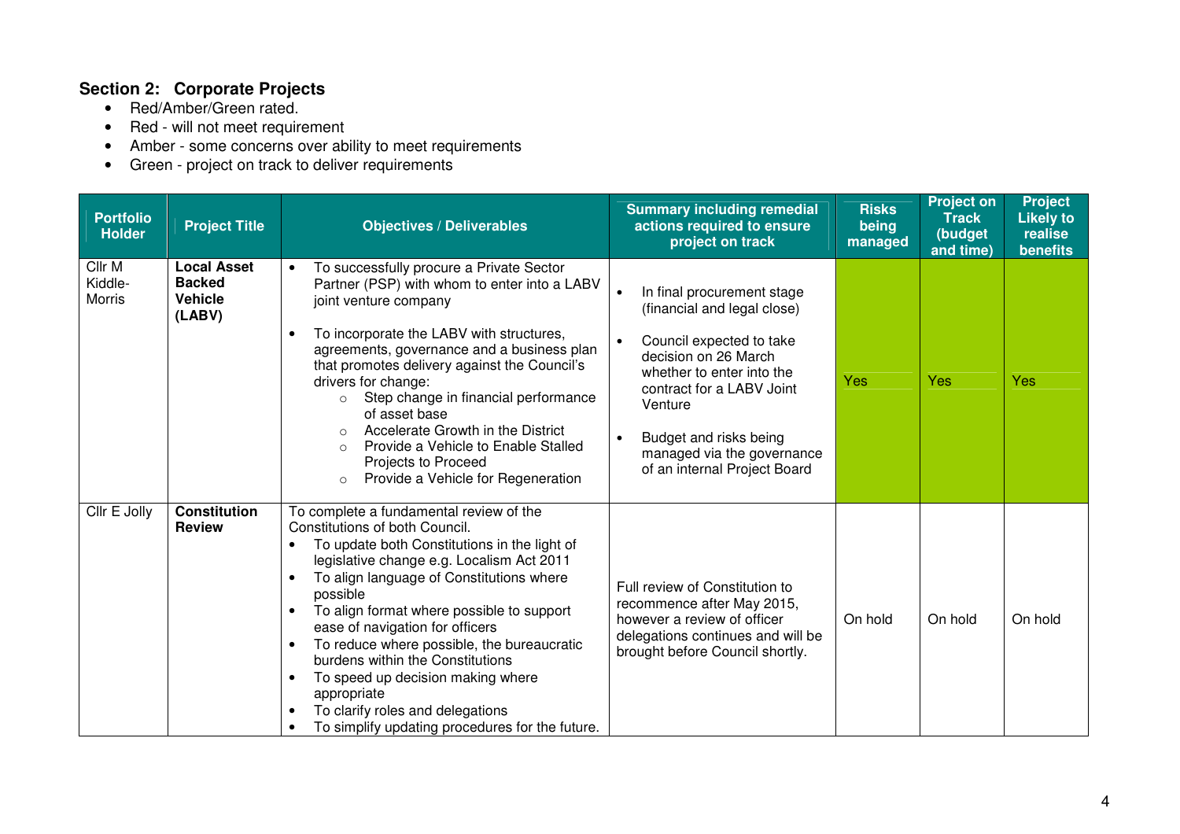## Section 2: Corporate Projects

- Red/Amber/Green rated.
- Red - will not meet requirement
- Amber - some concerns over ability to meet requirements
- Green - project on track to deliver requirements

| Portfolio Holder | Project Title | Objectives / Deliverables | Summary including remedial actions required to ensure project on track | Risks being managed | Project on Track (budget and time) | Project Likely to realise benefits |
|---|---|---|---|---|---|---|
| Cllr M Kiddle-Morris | **Local Asset Backed Vehicle (LABV)** | • To successfully procure a Private Sector Partner (PSP) with whom to enter into a LABV joint venture company<br>• To incorporate the LABV with structures, agreements, governance and a business plan that promotes delivery against the Council's drivers for change:<br>○ Step change in financial performance of asset base<br>○ Accelerate Growth in the District<br>○ Provide a Vehicle to Enable Stalled Projects to Proceed<br>○ Provide a Vehicle for Regeneration | • In final procurement stage (financial and legal close)<br>• Council expected to take decision on 26 March whether to enter into the contract for a LABV Joint Venture<br>• Budget and risks being managed via the governance of an internal Project Board | Yes | Yes | Yes |
| Cllr E Jolly | **Constitution Review** | To complete a fundamental review of the Constitutions of both Council.<br>• To update both Constitutions in the light of legislative change e.g. Localism Act 2011<br>• To align language of Constitutions where possible<br>• To align format where possible to support ease of navigation for officers<br>• To reduce where possible, the bureaucratic burdens within the Constitutions<br>• To speed up decision making where appropriate<br>• To clarify roles and delegations<br>• To simplify updating procedures for the future. | Full review of Constitution to recommence after May 2015, however a review of officer delegations continues and will be brought before Council shortly. | On hold | On hold | On hold |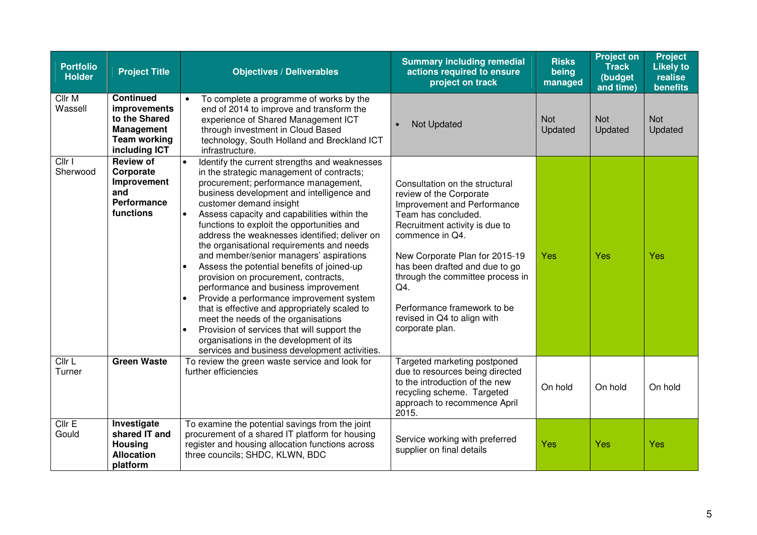| Portfolio Holder | Project Title | Objectives / Deliverables | Summary including remedial actions required to ensure project on track | Risks being managed | Project on Track (budget and time) | Project Likely to realise benefits |
|---|---|---|---|---|---|---|
| Cllr M Wassell | **Continued improvements to the Shared Management Team working including ICT** | • To complete a programme of works by the end of 2014 to improve and transform the experience of Shared Management ICT through investment in Cloud Based technology, South Holland and Breckland ICT infrastructure. | • Not Updated | Not Updated | Not Updated | Not Updated |
| Cllr I Sherwood | **Review of Corporate Improvement and Performance functions** | • Identify the current strengths and weaknesses in the strategic management of contracts; procurement; performance management, business development and intelligence and customer demand insight<br>• Assess capacity and capabilities within the functions to exploit the opportunities and address the weaknesses identified; deliver on the organisational requirements and needs and member/senior managers' aspirations<br>• Assess the potential benefits of joined-up provision on procurement, contracts, performance and business improvement<br>• Provide a performance improvement system that is effective and appropriately scaled to meet the needs of the organisations<br>• Provision of services that will support the organisations in the development of its services and business development activities. | Consultation on the structural review of the Corporate Improvement and Performance Team has concluded. Recruitment activity is due to commence in Q4.<br><br>New Corporate Plan for 2015-19 has been drafted and due to go through the committee process in Q4.<br><br>Performance framework to be revised in Q4 to align with corporate plan. | Yes | Yes | Yes |
| Cllr L Turner | **Green Waste** | To review the green waste service and look for further efficiencies | Targeted marketing postponed due to resources being directed to the introduction of the new recycling scheme. Targeted approach to recommence April 2015. | On hold | On hold | On hold |
| Cllr E Gould | **Investigate shared IT and Housing Allocation platform** | To examine the potential savings from the joint procurement of a shared IT platform for housing register and housing allocation functions across three councils; SHDC, KLWN, BDC | Service working with preferred supplier on final details | Yes | Yes | Yes |